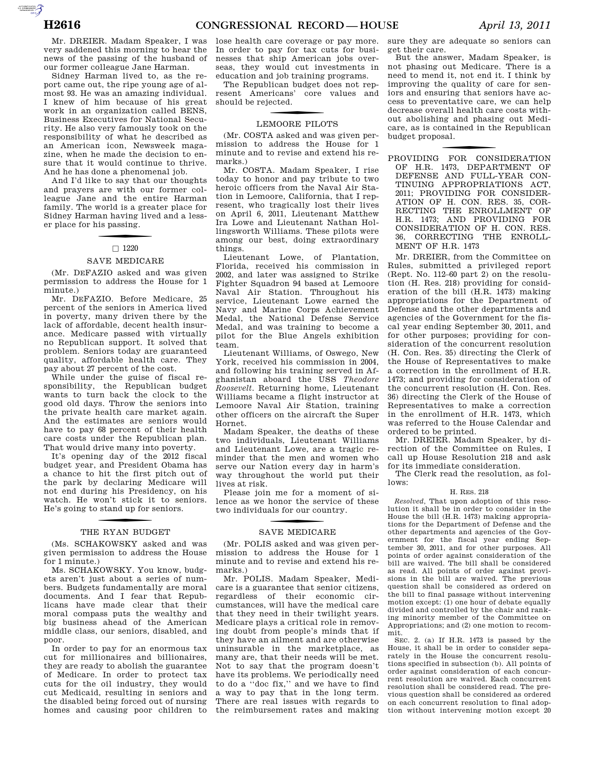Mr. DREIER. Madam Speaker, I was very saddened this morning to hear the news of the passing of the husband of our former colleague Jane Harman.

Sidney Harman lived to, as the report came out, the ripe young age of almost 93. He was an amazing individual. I knew of him because of his great work in an organization called BENS, Business Executives for National Security. He also very famously took on the responsibility of what he described as an American icon, Newsweek magazine, when he made the decision to ensure that it would continue to thrive. And he has done a phenomenal job.

And I'd like to say that our thoughts and prayers are with our former colleague Jane and the entire Harman family. The world is a greater place for Sidney Harman having lived and a lesser place for his passing.

□ 1220

## SAVE MEDICARE

(Mr. DEFAZIO asked and was given permission to address the House for 1 minute.)

Mr. DEFAZIO. Before Medicare, 25 percent of the seniors in America lived in poverty, many driven there by the lack of affordable, decent health insurance. Medicare passed with virtually no Republican support. It solved that problem. Seniors today are guaranteed quality, affordable health care. They pay about 27 percent of the cost.

While under the guise of fiscal responsibility, the Republican budget wants to turn back the clock to the good old days. Throw the seniors into the private health care market again. And the estimates are seniors would have to pay 68 percent of their health care costs under the Republican plan. That would drive many into poverty.

It's opening day of the 2012 fiscal budget year, and President Obama has a chance to hit the first pitch out of the park by declaring Medicare will not end during his Presidency, on his watch. He won't stick it to seniors. He's going to stand up for seniors.

## THE RYAN BUDGET

(Ms. SCHAKOWSKY asked and was given permission to address the House for 1 minute.)

Ms. SCHAKOWSKY. You know, budgets aren't just about a series of numbers. Budgets fundamentally are moral documents. And I fear that Republicans have made clear that their moral compass puts the wealthy and big business ahead of the American middle class, our seniors, disabled, and poor.

In order to pay for an enormous tax cut for millionaires and billionaires, they are ready to abolish the guarantee of Medicare. In order to protect tax cuts for the oil industry, they would cut Medicaid, resulting in seniors and the disabled being forced out of nursing homes and causing poor children to lose health care coverage or pay more. In order to pay for tax cuts for businesses that ship American jobs overseas, they would cut investments in education and job training programs.

The Republican budget does not represent Americans' core values and should be rejected.

## LEMOORE PILOTS

(Mr. COSTA asked and was given permission to address the House for 1 minute and to revise and extend his remarks.)

Mr. COSTA. Madam Speaker, I rise today to honor and pay tribute to two heroic officers from the Naval Air Station in Lemoore, California, that I represent, who tragically lost their lives on April 6, 2011, Lieutenant Matthew Ira Lowe and Lieutenant Nathan Hollingsworth Williams. These pilots were among our best, doing extraordinary things.

Lieutenant Lowe, of Plantation, Florida, received his commission in 2002, and later was assigned to Strike Fighter Squadron 94 based at Lemoore Naval Air Station. Throughout his service, Lieutenant Lowe earned the Navy and Marine Corps Achievement Medal, the National Defense Service Medal, and was training to become a pilot for the Blue Angels exhibition team.

Lieutenant Williams, of Oswego, New York, received his commission in 2004, and following his training served in Afghanistan aboard the USS *Theodore Roosevelt*. Returning home, Lieutenant Williams became a flight instructor at Lemoore Naval Air Station, training other officers on the aircraft the Super Hornet.

Madam Speaker, the deaths of these two individuals, Lieutenant Williams and Lieutenant Lowe, are a tragic reminder that the men and women who serve our Nation every day in harm's way throughout the world put their lives at risk.

Please join me for a moment of silence as we honor the service of these two individuals for our country.

## SAVE MEDICARE

(Mr. POLIS asked and was given permission to address the House for 1 minute and to revise and extend his remarks.)

Mr. POLIS. Madam Speaker, Medicare is a guarantee that senior citizens, regardless of their economic circumstances, will have the medical care that they need in their twilight years. Medicare plays a critical role in removing doubt from people's minds that if they have an ailment and are otherwise uninsurable in the marketplace, as many are, that their needs will be met. Not to say that the program doesn't have its problems. We periodically need to do a ''doc fix,'' and we have to find a way to pay that in the long term. There are real issues with regards to the reimbursement rates and making sure they are adequate so seniors can get their care.

But the answer, Madam Speaker, is not phasing out Medicare. There is a need to mend it, not end it. I think by improving the quality of care for seniors and ensuring that seniors have access to preventative care, we can help decrease overall health care costs without abolishing and phasing out Medicare, as is contained in the Republican budget proposal.

## PROVIDING FOR CONSIDERATION OF H.R. 1473, DEPARTMENT OF DEFENSE AND FULL-YEAR CONTINUING APPROPRIATIONS ACT, 2011; PROVIDING FOR CONSIDERATION OF H. CON. RES. 35, CORRECTING THE ENROLLMENT OF H.R. 1473; AND PROVIDING FOR CONSIDERATION OF H. CON. RES. 36, CORRECTING THE ENROLLMENT OF H.R. 1473

Mr. DREIER, from the Committee on Rules, submitted a privileged report (Rept. No. 112–60 part 2) on the resolution (H. Res. 218) providing for consideration of the bill (H.R. 1473) making appropriations for the Department of Defense and the other departments and agencies of the Government for the fiscal year ending September 30, 2011, and for other purposes; providing for consideration of the concurrent resolution (H. Con. Res. 35) directing the Clerk of the House of Representatives to make a correction in the enrollment of H.R. 1473; and providing for consideration of the concurrent resolution (H. Con. Res. 36) directing the Clerk of the House of Representatives to make a correction in the enrollment of H.R. 1473, which was referred to the House Calendar and ordered to be printed.

Mr. DREIER. Madam Speaker, by direction of the Committee on Rules, I call up House Resolution 218 and ask for its immediate consideration.

The Clerk read the resolution, as follows:

H. RES. 218

*Resolved,* That upon adoption of this resolution it shall be in order to consider in the House the bill (H.R. 1473) making appropriations for the Department of Defense and the other departments and agencies of the Government for the fiscal year ending September 30, 2011, and for other purposes. All points of order against consideration of the bill are waived. The bill shall be considered as read. All points of order against provisions in the bill are waived. The previous question shall be considered as ordered on the bill to final passage without intervening motion except: (1) one hour of debate equally divided and controlled by the chair and ranking minority member of the Committee on Appropriations; and (2) one motion to recommit.

SEC. 2. (a) If H.R. 1473 is passed by the House, it shall be in order to consider separately in the House the concurrent resolutions specified in subsection (b). All points of order against consideration of each concurrent resolution are waived. Each concurrent resolution shall be considered read. The previous question shall be considered as ordered on each concurrent resolution to final adoption without intervening motion except 20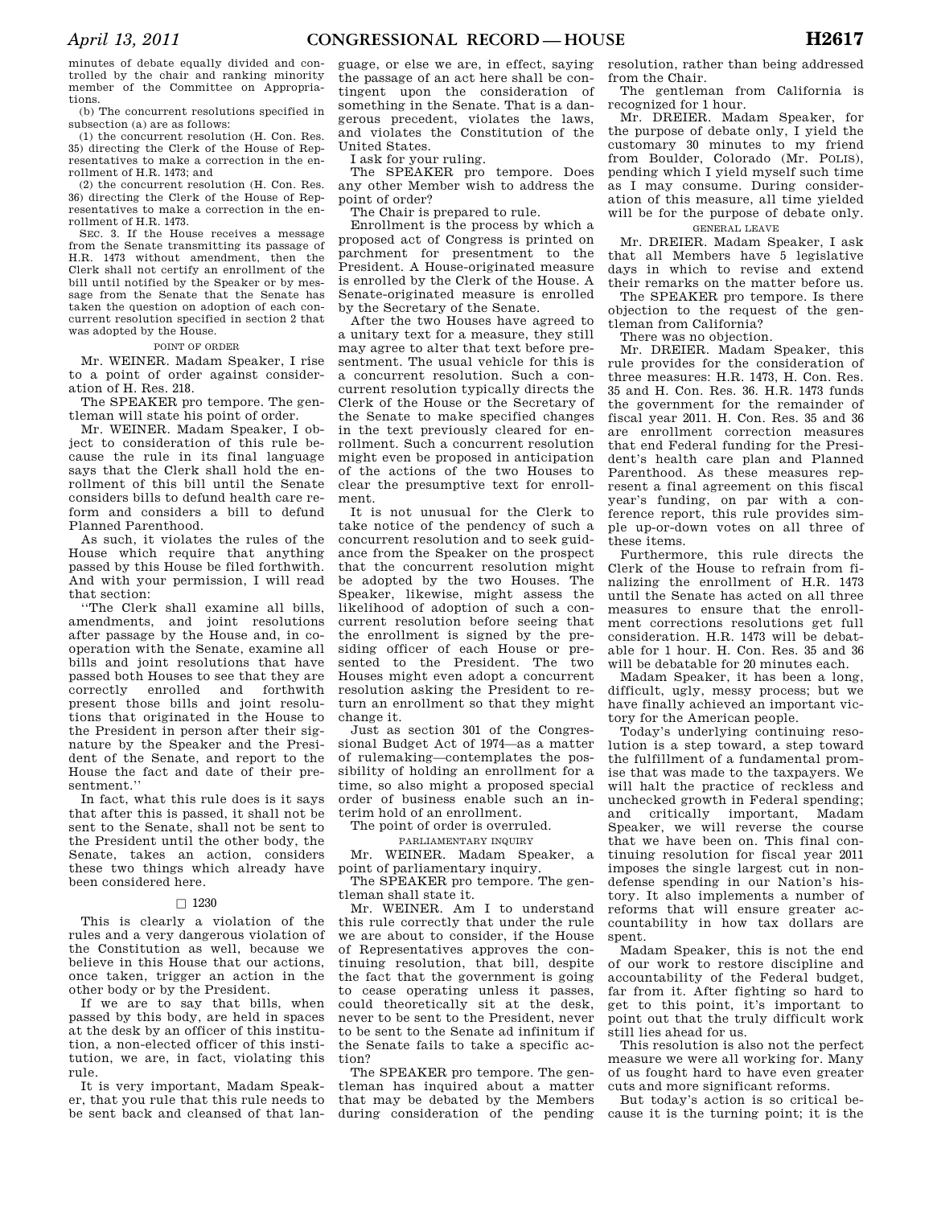minutes of debate equally divided and controlled by the chair and ranking minority member of the Committee on Appropriations.

(b) The concurrent resolutions specified in subsection (a) are as follows:

(1) the concurrent resolution (H. Con. Res. 35) directing the Clerk of the House of Representatives to make a correction in the enrollment of H.R. 1473; and

(2) the concurrent resolution (H. Con. Res. 36) directing the Clerk of the House of Representatives to make a correction in the enrollment of H.R. 1473.

SEC. 3. If the House receives a message from the Senate transmitting its passage of H.R. 1473 without amendment, then the Clerk shall not certify an enrollment of the bill until notified by the Speaker or by message from the Senate that the Senate has taken the question on adoption of each concurrent resolution specified in section 2 that was adopted by the House.

POINT OF ORDER

Mr. WEINER. Madam Speaker, I rise to a point of order against consideration of H. Res. 218.

The SPEAKER pro tempore. The gentleman will state his point of order.

Mr. WEINER. Madam Speaker, I object to consideration of this rule because the rule in its final language says that the Clerk shall hold the enrollment of this bill until the Senate considers bills to defund health care reform and considers a bill to defund Planned Parenthood.

As such, it violates the rules of the House which require that anything passed by this House be filed forthwith. And with your permission, I will read that section:

''The Clerk shall examine all bills, amendments, and joint resolutions after passage by the House and, in cooperation with the Senate, examine all bills and joint resolutions that have passed both Houses to see that they are correctly enrolled and forthwith present those bills and joint resolutions that originated in the House to the President in person after their signature by the Speaker and the President of the Senate, and report to the House the fact and date of their presentment.''

In fact, what this rule does is it says that after this is passed, it shall not be sent to the Senate, shall not be sent to the President until the other body, the Senate, takes an action, considers these two things which already have been considered here.

□ 1230

This is clearly a violation of the rules and a very dangerous violation of the Constitution as well, because we believe in this House that our actions, once taken, trigger an action in the other body or by the President.

If we are to say that bills, when passed by this body, are held in spaces at the desk by an officer of this institution, a non-elected officer of this institution, we are, in fact, violating this rule.

It is very important, Madam Speaker, that you rule that this rule needs to be sent back and cleansed of that language, or else we are, in effect, saying the passage of an act here shall be contingent upon the consideration of something in the Senate. That is a dangerous precedent, violates the laws, and violates the Constitution of the United States.

I ask for your ruling.

The SPEAKER pro tempore. Does any other Member wish to address the point of order?

The Chair is prepared to rule.

Enrollment is the process by which a proposed act of Congress is printed on parchment for presentment to the President. A House-originated measure is enrolled by the Clerk of the House. A Senate-originated measure is enrolled by the Secretary of the Senate.

After the two Houses have agreed to a unitary text for a measure, they still may agree to alter that text before presentment. The usual vehicle for this is a concurrent resolution. Such a concurrent resolution typically directs the Clerk of the House or the Secretary of the Senate to make specified changes in the text previously cleared for enrollment. Such a concurrent resolution might even be proposed in anticipation of the actions of the two Houses to clear the presumptive text for enrollment.

It is not unusual for the Clerk to take notice of the pendency of such a concurrent resolution and to seek guidance from the Speaker on the prospect that the concurrent resolution might be adopted by the two Houses. The Speaker, likewise, might assess the likelihood of adoption of such a concurrent resolution before seeing that the enrollment is signed by the presiding officer of each House or presented to the President. The two Houses might even adopt a concurrent resolution asking the President to return an enrollment so that they might change it.

Just as section 301 of the Congressional Budget Act of 1974—as a matter of rulemaking—contemplates the possibility of holding an enrollment for a time, so also might a proposed special order of business enable such an interim hold of an enrollment.

The point of order is overruled.

PARLIAMENTARY INQUIRY

Mr. WEINER. Madam Speaker, a point of parliamentary inquiry.

The SPEAKER pro tempore. The gentleman shall state it.

Mr. WEINER. Am I to understand this rule correctly that under the rule we are about to consider, if the House of Representatives approves the continuing resolution, that bill, despite the fact that the government is going to cease operating unless it passes, could theoretically sit at the desk, never to be sent to the President, never to be sent to the Senate ad infinitum if the Senate fails to take a specific action?

The SPEAKER pro tempore. The gentleman has inquired about a matter that may be debated by the Members during consideration of the pending resolution, rather than being addressed from the Chair.

The gentleman from California is recognized for 1 hour.

Mr. DREIER. Madam Speaker, for the purpose of debate only, I yield the customary 30 minutes to my friend from Boulder, Colorado (Mr. POLIS), pending which I yield myself such time as I may consume. During consideration of this measure, all time yielded will be for the purpose of debate only.

GENERAL LEAVE

Mr. DREIER. Madam Speaker, I ask that all Members have 5 legislative days in which to revise and extend their remarks on the matter before us.

The SPEAKER pro tempore. Is there objection to the request of the gentleman from California?

There was no objection.

Mr. DREIER. Madam Speaker, this rule provides for the consideration of three measures: H.R. 1473, H. Con. Res. 35 and H. Con. Res. 36. H.R. 1473 funds the government for the remainder of fiscal year 2011. H. Con. Res. 35 and 36 are enrollment correction measures that end Federal funding for the President's health care plan and Planned Parenthood. As these measures represent a final agreement on this fiscal year's funding, on par with a conference report, this rule provides simple up-or-down votes on all three of these items.

Furthermore, this rule directs the Clerk of the House to refrain from finalizing the enrollment of H.R. 1473 until the Senate has acted on all three measures to ensure that the enrollment corrections resolutions get full consideration. H.R. 1473 will be debatable for 1 hour. H. Con. Res. 35 and 36 will be debatable for 20 minutes each.

Madam Speaker, it has been a long, difficult, ugly, messy process; but we have finally achieved an important victory for the American people.

Today's underlying continuing resolution is a step toward, a step toward the fulfillment of a fundamental promise that was made to the taxpayers. We will halt the practice of reckless and unchecked growth in Federal spending; and critically important, Madam Speaker, we will reverse the course that we have been on. This final continuing resolution for fiscal year 2011 imposes the single largest cut in nondefense spending in our Nation's history. It also implements a number of reforms that will ensure greater accountability in how tax dollars are spent.

Madam Speaker, this is not the end of our work to restore discipline and accountability of the Federal budget, far from it. After fighting so hard to get to this point, it's important to point out that the truly difficult work still lies ahead for us.

This resolution is also not the perfect measure we were all working for. Many of us fought hard to have even greater cuts and more significant reforms.

But today's action is so critical because it is the turning point; it is the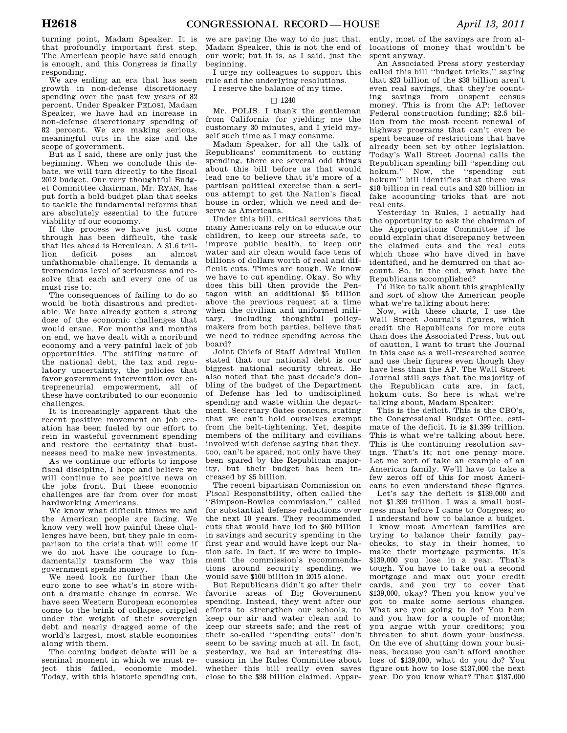turning point, Madam Speaker. It is that profoundly important first step. The American people have said enough is enough, and this Congress is finally responding.

We are ending an era that has seen growth in non-defense discretionary spending over the past few years of 82 percent. Under Speaker PELOSI, Madam Speaker, we have had an increase in non-defense discretionary spending of 82 percent. We are making serious, meaningful cuts in the size and the scope of government.

But as I said, these are only just the beginning. When we conclude this debate, we will turn directly to the fiscal 2012 budget. Our very thoughtful Budget Committee chairman, Mr. RYAN, has put forth a bold budget plan that seeks to tackle the fundamental reforms that are absolutely essential to the future viability of our economy.

If the process we have just come through has been difficult, the task that lies ahead is Herculean. A $1.6 trillion deficit poses an almost unfathomable challenge. It demands a tremendous level of seriousness and resolve that each and every one of us must rise to.

The consequences of failing to do so would be both disastrous and predictable. We have already gotten a strong dose of the economic challenges that would ensue. For months and months on end, we have dealt with a moribund economy and a very painful lack of job opportunities. The stifling nature of the national debt, the tax and regulatory uncertainty, the policies that favor government intervention over entrepreneurial empowerment, all of these have contributed to our economic challenges.

It is increasingly apparent that the recent positive movement on job creation has been fueled by our effort to rein in wasteful government spending and restore the certainty that businesses need to make new investments.

As we continue our efforts to impose fiscal discipline, I hope and believe we will continue to see positive news on the jobs front. But these economic challenges are far from over for most hardworking Americans.

We know what difficult times we and the American people are facing. We know very well how painful these challenges have been, but they pale in comparison to the crisis that will come if we do not have the courage to fundamentally transform the way this government spends money.

We need look no further than the euro zone to see what's in store without a dramatic change in course. We have seen Western European economies come to the brink of collapse, crippled under the weight of their sovereign debt and nearly dragged some of the world's largest, most stable economies along with them.

The coming budget debate will be a seminal moment in which we must reject this failed, economic model. Today, with this historic spending cut, we are paving the way to do just that. Madam Speaker, this is not the end of our work; but it is, as I said, just the beginning.

I urge my colleagues to support this rule and the underlying resolutions.

I reserve the balance of my time.

□ 1240

Mr. POLIS. I thank the gentleman from California for yielding me the customary 30 minutes, and I yield myself such time as I may consume.

Madam Speaker, for all the talk of Republicans' commitment to cutting spending, there are several odd things about this bill before us that would lead one to believe that it's more of a partisan political exercise than a serious attempt to get the Nation's fiscal house in order, which we need and deserve as Americans.

Under this bill, critical services that many Americans rely on to educate our children, to keep our streets safe, to improve public health, to keep our water and air clean would face tens of billions of dollars worth of real and difficult cuts. Times are tough. We know we have to cut spending. Okay. So why does this bill then provide the Pentagon with an additional $5 billion above the previous request at a time when the civilian and uniformed military, including thoughtful policymakers from both parties, believe that we need to reduce spending across the board?

Joint Chiefs of Staff Admiral Mullen stated that our national debt is our biggest national security threat. He also noted that the past decade's doubling of the budget of the Department of Defense has led to undisciplined spending and waste within the department. Secretary Gates concurs, stating that we can't hold ourselves exempt from the belt-tightening. Yet, despite members of the military and civilians involved with defense saying that they, too, can't be spared, not only have they been spared by the Republican majority, but their budget has been increased by $5 billion.

The recent bipartisan Commission on Fiscal Responsibility, often called the ''Simpson-Bowles commission,'' called for substantial defense reductions over the next 10 years. They recommended cuts that would have led to $60 billion in savings and security spending in the first year and would have kept our Nation safe. In fact, if we were to implement the commission's recommendations around security spending, we would save $100 billion in 2015 alone.

But Republicans didn't go after their favorite areas of Big Government spending. Instead, they went after our efforts to strengthen our schools, to keep our air and water clean and to keep our streets safe; and the rest of their so-called ''spending cuts'' don't seem to be saving much at all. In fact, yesterday, we had an interesting discussion in the Rules Committee about whether this bill really even saves close to the $38 billion claimed. Apparently, most of the savings are from allocations of money that wouldn't be spent anyway.

An Associated Press story yesterday called this bill ''budget tricks,'' saying that $23 billion of the $38 billion aren't even real savings, that they're counting savings from unspent census money. This is from the AP: leftover Federal construction funding; $2.5 billion from the most recent renewal of highway programs that can't even be spent because of restrictions that have already been set by other legislation. Today's Wall Street Journal calls the Republican spending bill ''spending cut hokum.'' Now, the ''spending cut hokum'' bill identifies that there was $18 billion in real cuts and $20 billion in fake accounting tricks that are not real cuts.

Yesterday in Rules, I actually had the opportunity to ask the chairman of the Appropriations Committee if he could explain that discrepancy between the claimed cuts and the real cuts which those who have dived in have identified, and he demurred on that account. So, in the end, what have the Republicans accomplished?

I'd like to talk about this graphically and sort of show the American people what we're talking about here:

Now, with these charts, I use the Wall Street Journal's figures, which credit the Republicans for more cuts than does the Associated Press, but out of caution, I want to trust the Journal in this case as a well-researched source and use their figures even though they have less than the AP. The Wall Street Journal still says that the majority of the Republican cuts are, in fact, hokum cuts. So here is what we're talking about, Madam Speaker:

This is the deficit. This is the CBO's, the Congressional Budget Office, estimate of the deficit. It is $1.399 trillion. This is what we're talking about here. This is the continuing resolution savings. That's it; not one penny more. Let me sort of take an example of an American family. We'll have to take a few zeros off of this for most Americans to even understand these figures.

Let's say the deficit is $139,000 and not $1.399 trillion. I was a small businessman before I came to Congress; so I understand how to balance a budget. I know most American families are trying to balance their family paychecks, to stay in their homes, to make their mortgage payments. It's $139,000 you lose in a year. That's tough. You have to take out a second mortgage and max out your credit cards, and you try to cover that $139,000, okay? Then you know you've got to make some serious changes. What are you going to do? You hem and you haw for a couple of months; you argue with your creditors; you threaten to shut down your business. On the eve of shutting down your business, because you can't afford another loss of $139,000, what do you do? You figure out how to lose $137,000 the next year. Do you know what? That $137,000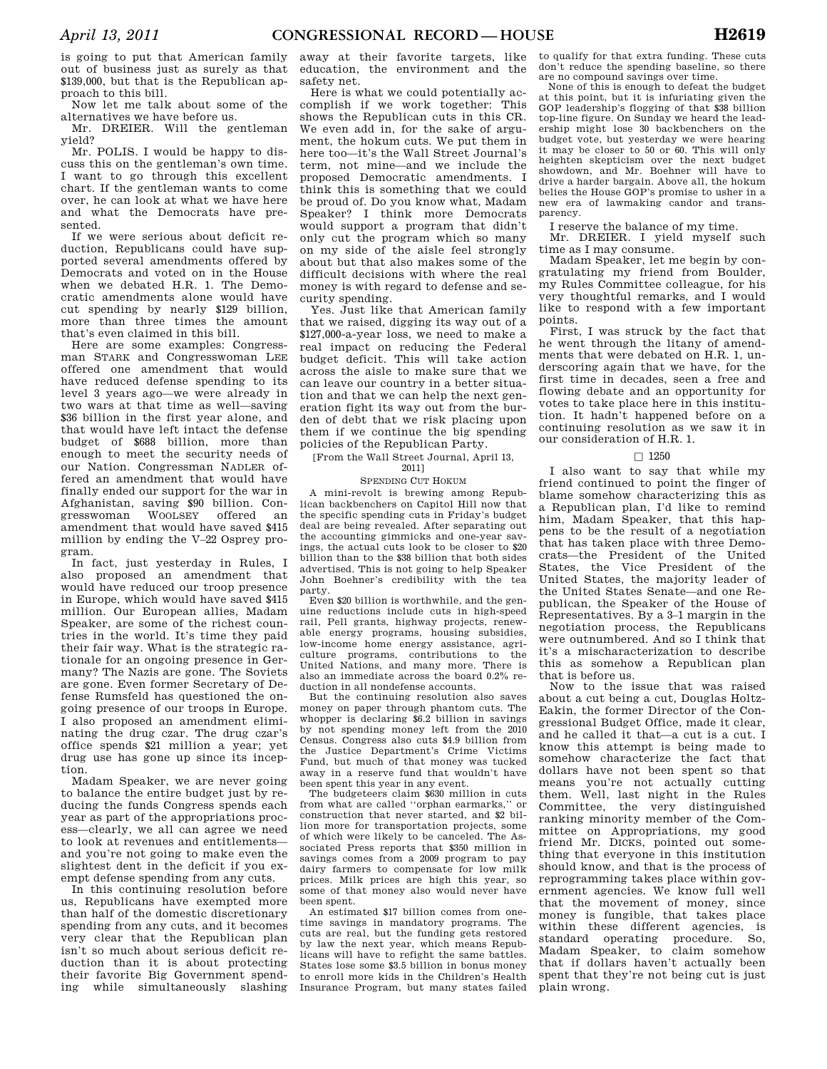is going to put that American family out of business just as surely as that $139,000, but that is the Republican approach to this bill.

Now let me talk about some of the alternatives we have before us.

Mr. DREIER. Will the gentleman yield?

Mr. POLIS. I would be happy to discuss this on the gentleman's own time. I want to go through this excellent chart. If the gentleman wants to come over, he can look at what we have here and what the Democrats have presented.

If we were serious about deficit reduction, Republicans could have supported several amendments offered by Democrats and voted on in the House when we debated H.R. 1. The Democratic amendments alone would have cut spending by nearly $129 billion, more than three times the amount that's even claimed in this bill.

Here are some examples: Congressman STARK and Congresswoman LEE offered one amendment that would have reduced defense spending to its level 3 years ago—we were already in two wars at that time as well—saving $36 billion in the first year alone, and that would have left intact the defense budget of $688 billion, more than enough to meet the security needs of our Nation. Congressman NADLER offered an amendment that would have finally ended our support for the war in Afghanistan, saving $90 billion. Congresswoman WOOLSEY offered an amendment that would have saved $415 million by ending the V–22 Osprey program.

In fact, just yesterday in Rules, I also proposed an amendment that would have reduced our troop presence in Europe, which would have saved $415 million. Our European allies, Madam Speaker, are some of the richest countries in the world. It's time they paid their fair way. What is the strategic rationale for an ongoing presence in Germany? The Nazis are gone. The Soviets are gone. Even former Secretary of Defense Rumsfeld has questioned the ongoing presence of our troops in Europe. I also proposed an amendment eliminating the drug czar. The drug czar's office spends $21 million a year; yet drug use has gone up since its inception.

Madam Speaker, we are never going to balance the entire budget just by reducing the funds Congress spends each year as part of the appropriations process—clearly, we all can agree we need to look at revenues and entitlements—and you're not going to make even the slightest dent in the deficit if you exempt defense spending from any cuts.

In this continuing resolution before us, Republicans have exempted more than half of the domestic discretionary spending from any cuts, and it becomes very clear that the Republican plan isn't so much about serious deficit reduction than it is about protecting their favorite Big Government spending while simultaneously slashing away at their favorite targets, like education, the environment and the safety net.

Here is what we could potentially accomplish if we work together: This shows the Republican cuts in this CR. We even add in, for the sake of argument, the hokum cuts. We put them in here too—it's the Wall Street Journal's term, not mine—and we include the proposed Democratic amendments. I think this is something that we could be proud of. Do you know what, Madam Speaker? I think more Democrats would support a program that didn't only cut the program which so many on my side of the aisle feel strongly about but that also makes some of the difficult decisions with where the real money is with regard to defense and security spending.

Yes. Just like that American family that we raised, digging its way out of a $127,000-a-year loss, we need to make a real impact on reducing the Federal budget deficit. This will take action across the aisle to make sure that we can leave our country in a better situation and that we can help the next generation fight its way out from the burden of debt that we risk placing upon them if we continue the big spending policies of the Republican Party.

[From the Wall Street Journal, April 13, 2011]

SPENDING CUT HOKUM

A mini-revolt is brewing among Republican backbenchers on Capitol Hill now that the specific spending cuts in Friday's budget deal are being revealed. After separating out the accounting gimmicks and one-year savings, the actual cuts look to be closer to $20 billion than to the $38 billion that both sides advertised. This is not going to help Speaker John Boehner's credibility with the tea party.

Even $20 billion is worthwhile, and the genuine reductions include cuts in high-speed rail, Pell grants, highway projects, renewable energy programs, housing subsidies, low-income home energy assistance, agriculture programs, contributions to the United Nations, and many more. There is also an immediate across the board 0.2% reduction in all nondefense accounts.

But the continuing resolution also saves money on paper through phantom cuts. The whopper is declaring $6.2 billion in savings by not spending money left from the 2010 Census. Congress also cuts $4.9 billion from the Justice Department's Crime Victims Fund, but much of that money was tucked away in a reserve fund that wouldn't have been spent this year in any event.

The budgeteers claim $630 million in cuts from what are called ''orphan earmarks,'' or construction that never started, and $2 billion more for transportation projects, some of which were likely to be canceled. The Associated Press reports that $350 million in savings comes from a 2009 program to pay dairy farmers to compensate for low milk prices. Milk prices are high this year, so some of that money also would never have been spent.

An estimated $17 billion comes from one-time savings in mandatory programs. The cuts are real, but the funding gets restored by law the next year, which means Republicans will have to refight the same battles. States lose some $3.5 billion in bonus money to enroll more kids in the Children's Health Insurance Program, but many states failed to qualify for that extra funding. These cuts don't reduce the spending baseline, so there are no compound savings over time.

None of this is enough to defeat the budget at this point, but it is infuriating given the GOP leadership's flogging of that $38 billion top-line figure. On Sunday we heard the leadership might lose 30 backbenchers on the budget vote, but yesterday we were hearing it may be closer to 50 or 60. This will only heighten skepticism over the next budget showdown, and Mr. Boehner will have to drive a harder bargain. Above all, the hokum belies the House GOP's promise to usher in a new era of lawmaking candor and transparency.

I reserve the balance of my time.

Mr. DREIER. I yield myself such time as I may consume.

Madam Speaker, let me begin by congratulating my friend from Boulder, my Rules Committee colleague, for his very thoughtful remarks, and I would like to respond with a few important points.

First, I was struck by the fact that he went through the litany of amendments that were debated on H.R. 1, underscoring again that we have, for the first time in decades, seen a free and flowing debate and an opportunity for votes to take place here in this institution. It hadn't happened before on a continuing resolution as we saw it in our consideration of H.R. 1.

□ 1250

I also want to say that while my friend continued to point the finger of blame somehow characterizing this as a Republican plan, I'd like to remind him, Madam Speaker, that this happens to be the result of a negotiation that has taken place with three Democrats—the President of the United States, the Vice President of the United States, the majority leader of the United States Senate—and one Republican, the Speaker of the House of Representatives. By a 3–1 margin in the negotiation process, the Republicans were outnumbered. And so I think that it's a mischaracterization to describe this as somehow a Republican plan that is before us.

Now to the issue that was raised about a cut being a cut, Douglas Holtz-Eakin, the former Director of the Congressional Budget Office, made it clear, and he called it that—a cut is a cut. I know this attempt is being made to somehow characterize the fact that dollars have not been spent so that means you're not actually cutting them. Well, last night in the Rules Committee, the very distinguished ranking minority member of the Committee on Appropriations, my good friend Mr. DICKS, pointed out something that everyone in this institution should know, and that is the process of reprogramming takes place within government agencies. We know full well that the movement of money, since money is fungible, that takes place within these different agencies, is standard operating procedure. So, Madam Speaker, to claim somehow that if dollars haven't actually been spent that they're not being cut is just plain wrong.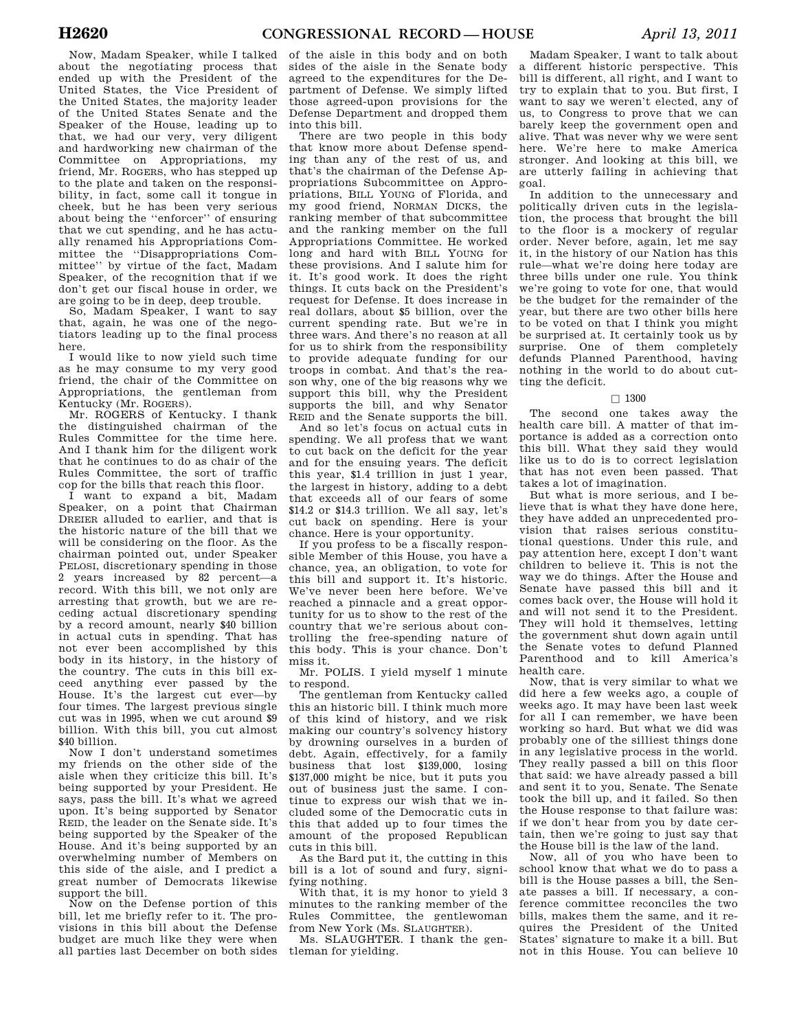Now, Madam Speaker, while I talked about the negotiating process that ended up with the President of the United States, the Vice President of the United States, the majority leader of the United States Senate and the Speaker of the House, leading up to that, we had our very, very diligent and hardworking new chairman of the Committee on Appropriations, my friend, Mr. ROGERS, who has stepped up to the plate and taken on the responsibility, in fact, some call it tongue in cheek, but he has been very serious about being the ''enforcer'' of ensuring that we cut spending, and he has actually renamed his Appropriations Committee the ''Disappropriations Committee'' by virtue of the fact, Madam Speaker, of the recognition that if we don't get our fiscal house in order, we are going to be in deep, deep trouble.

So, Madam Speaker, I want to say that, again, he was one of the negotiators leading up to the final process here.

I would like to now yield such time as he may consume to my very good friend, the chair of the Committee on Appropriations, the gentleman from Kentucky (Mr. ROGERS).

Mr. ROGERS of Kentucky. I thank the distinguished chairman of the Rules Committee for the time here. And I thank him for the diligent work that he continues to do as chair of the Rules Committee, the sort of traffic cop for the bills that reach this floor.

I want to expand a bit, Madam Speaker, on a point that Chairman DREIER alluded to earlier, and that is the historic nature of the bill that we will be considering on the floor. As the chairman pointed out, under Speaker PELOSI, discretionary spending in those 2 years increased by 82 percent—a record. With this bill, we not only are arresting that growth, but we are receding actual discretionary spending by a record amount, nearly $40 billion in actual cuts in spending. That has not ever been accomplished by this body in its history, in the history of the country. The cuts in this bill exceed anything ever passed by the House. It's the largest cut ever—by four times. The largest previous single cut was in 1995, when we cut around $9 billion. With this bill, you cut almost $40 billion.

Now I don't understand sometimes my friends on the other side of the aisle when they criticize this bill. It's being supported by your President. He says, pass the bill. It's what we agreed upon. It's being supported by Senator REID, the leader on the Senate side. It's being supported by the Speaker of the House. And it's being supported by an overwhelming number of Members on this side of the aisle, and I predict a great number of Democrats likewise support the bill.

Now on the Defense portion of this bill, let me briefly refer to it. The provisions in this bill about the Defense budget are much like they were when all parties last December on both sides of the aisle in this body and on both sides of the aisle in the Senate body agreed to the expenditures for the Department of Defense. We simply lifted those agreed-upon provisions for the Defense Department and dropped them into this bill.

There are two people in this body that know more about Defense spending than any of the rest of us, and that's the chairman of the Defense Appropriations Subcommittee on Appropriations, BILL YOUNG of Florida, and my good friend, NORMAN DICKS, the ranking member of that subcommittee and the ranking member on the full Appropriations Committee. He worked long and hard with BILL YOUNG for these provisions. And I salute him for it. It's good work. It does the right things. It cuts back on the President's request for Defense. It does increase in real dollars, about $5 billion, over the current spending rate. But we're in three wars. And there's no reason at all for us to shirk from the responsibility to provide adequate funding for our troops in combat. And that's the reason why, one of the big reasons why we support this bill, why the President supports the bill, and why Senator REID and the Senate supports the bill.

And so let's focus on actual cuts in spending. We all profess that we want to cut back on the deficit for the year and for the ensuing years. The deficit this year, $1.4 trillion in just 1 year, the largest in history, adding to a debt that exceeds all of our fears of some $14.2 or $14.3 trillion. We all say, let's cut back on spending. Here is your chance. Here is your opportunity.

If you profess to be a fiscally responsible Member of this House, you have a chance, yea, an obligation, to vote for this bill and support it. It's historic. We've never been here before. We've reached a pinnacle and a great opportunity for us to show to the rest of the country that we're serious about controlling the free-spending nature of this body. This is your chance. Don't miss it.

Mr. POLIS. I yield myself 1 minute to respond.

The gentleman from Kentucky called this an historic bill. I think much more of this kind of history, and we risk making our country's solvency history by drowning ourselves in a burden of debt. Again, effectively, for a family business that lost $139,000, losing $137,000 might be nice, but it puts you out of business just the same. I continue to express our wish that we included some of the Democratic cuts in this that added up to four times the amount of the proposed Republican cuts in this bill.

As the Bard put it, the cutting in this bill is a lot of sound and fury, signifying nothing.

With that, it is my honor to yield 3 minutes to the ranking member of the Rules Committee, the gentlewoman from New York (Ms. SLAUGHTER).

Ms. SLAUGHTER. I thank the gentleman for yielding.

Madam Speaker, I want to talk about a different historic perspective. This bill is different, all right, and I want to try to explain that to you. But first, I want to say we weren't elected, any of us, to Congress to prove that we can barely keep the government open and alive. That was never why we were sent here. We're here to make America stronger. And looking at this bill, we are utterly failing in achieving that goal.

In addition to the unnecessary and politically driven cuts in the legislation, the process that brought the bill to the floor is a mockery of regular order. Never before, again, let me say it, in the history of our Nation has this rule—what we're doing here today are three bills under one rule. You think we're going to vote for one, that would be the budget for the remainder of the year, but there are two other bills here to be voted on that I think you might be surprised at. It certainly took us by surprise. One of them completely defunds Planned Parenthood, having nothing in the world to do about cutting the deficit.

□ 1300

The second one takes away the health care bill. A matter of that importance is added as a correction onto this bill. What they said they would like us to do is to correct legislation that has not even been passed. That takes a lot of imagination.

But what is more serious, and I believe that is what they have done here, they have added an unprecedented provision that raises serious constitutional questions. Under this rule, and pay attention here, except I don't want children to believe it. This is not the way we do things. After the House and Senate have passed this bill and it comes back over, the House will hold it and will not send it to the President. They will hold it themselves, letting the government shut down again until the Senate votes to defund Planned Parenthood and to kill America's health care.

Now, that is very similar to what we did here a few weeks ago, a couple of weeks ago. It may have been last week for all I can remember, we have been working so hard. But what we did was probably one of the silliest things done in any legislative process in the world. They really passed a bill on this floor that said: we have already passed a bill and sent it to you, Senate. The Senate took the bill up, and it failed. So then the House response to that failure was: if we don't hear from you by date certain, then we're going to just say that the House bill is the law of the land.

Now, all of you who have been to school know that what we do to pass a bill is the House passes a bill, the Senate passes a bill. If necessary, a conference committee reconciles the two bills, makes them the same, and it requires the President of the United States' signature to make it a bill. But not in this House. You can believe 10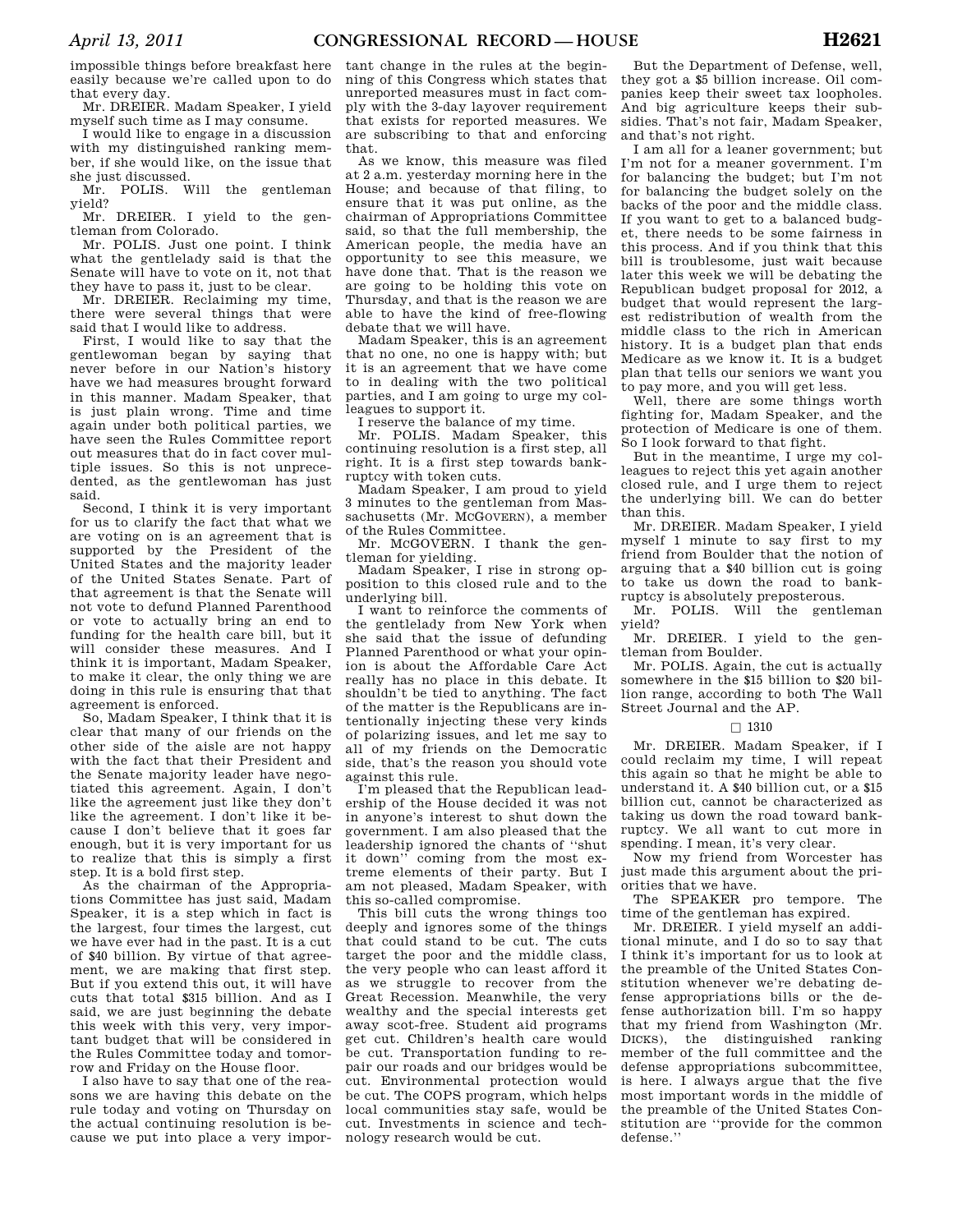impossible things before breakfast here easily because we're called upon to do that every day.

Mr. DREIER. Madam Speaker, I yield myself such time as I may consume.

I would like to engage in a discussion with my distinguished ranking member, if she would like, on the issue that she just discussed.

Mr. POLIS. Will the gentleman yield?

Mr. DREIER. I yield to the gentleman from Colorado.

Mr. POLIS. Just one point. I think what the gentlelady said is that the Senate will have to vote on it, not that they have to pass it, just to be clear.

Mr. DREIER. Reclaiming my time, there were several things that were said that I would like to address.

First, I would like to say that the gentlewoman began by saying that never before in our Nation's history have we had measures brought forward in this manner. Madam Speaker, that is just plain wrong. Time and time again under both political parties, we have seen the Rules Committee report out measures that do in fact cover multiple issues. So this is not unprecedented, as the gentlewoman has just said.

Second, I think it is very important for us to clarify the fact that what we are voting on is an agreement that is supported by the President of the United States and the majority leader of the United States Senate. Part of that agreement is that the Senate will not vote to defund Planned Parenthood or vote to actually bring an end to funding for the health care bill, but it will consider these measures. And I think it is important, Madam Speaker, to make it clear, the only thing we are doing in this rule is ensuring that that agreement is enforced.

So, Madam Speaker, I think that it is clear that many of our friends on the other side of the aisle are not happy with the fact that their President and the Senate majority leader have negotiated this agreement. Again, I don't like the agreement just like they don't like the agreement. I don't like it because I don't believe that it goes far enough, but it is very important for us to realize that this is simply a first step. It is a bold first step.

As the chairman of the Appropriations Committee has just said, Madam Speaker, it is a step which in fact is the largest, four times the largest, cut we have ever had in the past. It is a cut of $40 billion. By virtue of that agreement, we are making that first step. But if you extend this out, it will have cuts that total $315 billion. And as I said, we are just beginning the debate this week with this very, very important budget that will be considered in the Rules Committee today and tomorrow and Friday on the House floor.

I also have to say that one of the reasons we are having this debate on the rule today and voting on Thursday on the actual continuing resolution is because we put into place a very important change in the rules at the beginning of this Congress which states that unreported measures must in fact comply with the 3-day layover requirement that exists for reported measures. We are subscribing to that and enforcing that.

As we know, this measure was filed at 2 a.m. yesterday morning here in the House; and because of that filing, to ensure that it was put online, as the chairman of Appropriations Committee said, so that the full membership, the American people, the media have an opportunity to see this measure, we have done that. That is the reason we are going to be holding this vote on Thursday, and that is the reason we are able to have the kind of free-flowing debate that we will have.

Madam Speaker, this is an agreement that no one, no one is happy with; but it is an agreement that we have come to in dealing with the two political parties, and I am going to urge my colleagues to support it.

I reserve the balance of my time.

Mr. POLIS. Madam Speaker, this continuing resolution is a first step, all right. It is a first step towards bankruptcy with token cuts.

Madam Speaker, I am proud to yield 3 minutes to the gentleman from Massachusetts (Mr. MCGOVERN), a member of the Rules Committee.

Mr. MCGOVERN. I thank the gentleman for yielding.

Madam Speaker, I rise in strong opposition to this closed rule and to the underlying bill.

I want to reinforce the comments of the gentlelady from New York when she said that the issue of defunding Planned Parenthood or what your opinion is about the Affordable Care Act really has no place in this debate. It shouldn't be tied to anything. The fact of the matter is the Republicans are intentionally injecting these very kinds of polarizing issues, and let me say to all of my friends on the Democratic side, that's the reason you should vote against this rule.

I'm pleased that the Republican leadership of the House decided it was not in anyone's interest to shut down the government. I am also pleased that the leadership ignored the chants of "shut it down" coming from the most extreme elements of their party. But I am not pleased, Madam Speaker, with this so-called compromise.

This bill cuts the wrong things too deeply and ignores some of the things that could stand to be cut. The cuts target the poor and the middle class, the very people who can least afford it as we struggle to recover from the Great Recession. Meanwhile, the very wealthy and the special interests get away scot-free. Student aid programs get cut. Children's health care would be cut. Transportation funding to repair our roads and our bridges would be cut. Environmental protection would be cut. The COPS program, which helps local communities stay safe, would be cut. Investments in science and technology research would be cut.

But the Department of Defense, well, they got a $5 billion increase. Oil companies keep their sweet tax loopholes. And big agriculture keeps their subsidies. That's not fair, Madam Speaker, and that's not right.

I am all for a leaner government; but I'm not for a meaner government. I'm for balancing the budget; but I'm not for balancing the budget solely on the backs of the poor and the middle class. If you want to get to a balanced budget, there needs to be some fairness in this process. And if you think that this bill is troublesome, just wait because later this week we will be debating the Republican budget proposal for 2012, a budget that would represent the largest redistribution of wealth from the middle class to the rich in American history. It is a budget plan that ends Medicare as we know it. It is a budget plan that tells our seniors we want you to pay more, and you will get less.

Well, there are some things worth fighting for, Madam Speaker, and the protection of Medicare is one of them. So I look forward to that fight.

But in the meantime, I urge my colleagues to reject this yet again another closed rule, and I urge them to reject the underlying bill. We can do better than this.

Mr. DREIER. Madam Speaker, I yield myself 1 minute to say first to my friend from Boulder that the notion of arguing that a $40 billion cut is going to take us down the road to bankruptcy is absolutely preposterous.

Mr. POLIS. Will the gentleman yield?

Mr. DREIER. I yield to the gentleman from Boulder.

Mr. POLIS. Again, the cut is actually somewhere in the $15 billion to $20 billion range, according to both The Wall Street Journal and the AP.

□ 1310

Mr. DREIER. Madam Speaker, if I could reclaim my time, I will repeat this again so that he might be able to understand it. A $40 billion cut, or a $15 billion cut, cannot be characterized as taking us down the road toward bankruptcy. We all want to cut more in spending. I mean, it's very clear.

Now my friend from Worcester has just made this argument about the priorities that we have.

The SPEAKER pro tempore. The time of the gentleman has expired.

Mr. DREIER. I yield myself an additional minute, and I do so to say that I think it's important for us to look at the preamble of the United States Constitution whenever we're debating defense appropriations bills or the defense authorization bill. I'm so happy that my friend from Washington (Mr. DICKS), the distinguished ranking member of the full committee and the defense appropriations subcommittee, is here. I always argue that the five most important words in the middle of the preamble of the United States Constitution are "provide for the common defense."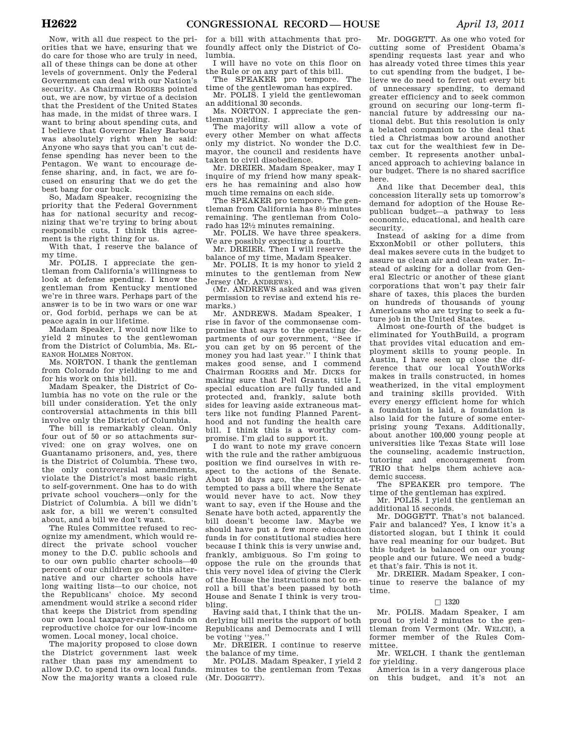Now, with all due respect to the priorities that we have, ensuring that we do care for those who are truly in need, all of these things can be done at other levels of government. Only the Federal Government can deal with our Nation's security. As Chairman ROGERS pointed out, we are now, by virtue of a decision that the President of the United States has made, in the midst of three wars. I want to bring about spending cuts, and I believe that Governor Haley Barbour was absolutely right when he said: Anyone who says that you can't cut defense spending has never been to the Pentagon. We want to encourage defense sharing, and, in fact, we are focused on ensuring that we do get the best bang for our buck.

So, Madam Speaker, recognizing the priority that the Federal Government has for national security and recognizing that we're trying to bring about responsible cuts, I think this agreement is the right thing for us.

With that, I reserve the balance of my time.

Mr. POLIS. I appreciate the gentleman from California's willingness to look at defense spending. I know the gentleman from Kentucky mentioned we're in three wars. Perhaps part of the answer is to be in two wars or one war or, God forbid, perhaps we can be at peace again in our lifetime.

Madam Speaker, I would now like to yield 2 minutes to the gentlewoman from the District of Columbia, Ms. ELEANOR HOLMES NORTON.

Ms. NORTON. I thank the gentleman from Colorado for yielding to me and for his work on this bill.

Madam Speaker, the District of Columbia has no vote on the rule or the bill under consideration. Yet the only controversial attachments in this bill involve only the District of Columbia.

The bill is remarkably clean. Only four out of 50 or so attachments survived: one on gray wolves, one on Guantanamo prisoners, and, yes, there is the District of Columbia. These two, the only controversial amendments, violate the District's most basic right to self-government. One has to do with private school vouchers—only for the District of Columbia. A bill we didn't ask for, a bill we weren't consulted about, and a bill we don't want.

The Rules Committee refused to recognize my amendment, which would redirect the private school voucher money to the D.C. public schools and to our own public charter schools—40 percent of our children go to this alternative and our charter schools have long waiting lists—to our choice, not the Republicans' choice. My second amendment would strike a second rider that keeps the District from spending our own local taxpayer-raised funds on reproductive choice for our low-income women. Local money, local choice.

The majority proposed to close down the District government last week rather than pass my amendment to allow D.C. to spend its own local funds. Now the majority wants a closed rule for a bill with attachments that profoundly affect only the District of Columbia.

I will have no vote on this floor on the Rule or on any part of this bill.

The SPEAKER pro tempore. The time of the gentlewoman has expired.

Mr. POLIS. I yield the gentlewoman an additional 30 seconds.

Ms. NORTON. I appreciate the gentleman yielding.

The majority will allow a vote of every other Member on what affects only my district. No wonder the D.C. mayor, the council and residents have taken to civil disobedience.

Mr. DREIER. Madam Speaker, may I inquire of my friend how many speakers he has remaining and also how much time remains on each side.

The SPEAKER pro tempore. The gentleman from California has 8½ minutes remaining. The gentleman from Colorado has 12½ minutes remaining.

Mr. POLIS. We have three speakers. We are possibly expecting a fourth.

Mr. DREIER. Then I will reserve the balance of my time, Madam Speaker.

Mr. POLIS. It is my honor to yield 2 minutes to the gentleman from New Jersey (Mr. ANDREWS).

(Mr. ANDREWS asked and was given permission to revise and extend his remarks.)

Mr. ANDREWS. Madam Speaker, I rise in favor of the commonsense compromise that says to the operating departments of our government, ''See if you can get by on 95 percent of the money you had last year.'' I think that makes good sense, and I commend Chairman ROGERS and Mr. DICKS for making sure that Pell Grants, title I, special education are fully funded and protected and, frankly, salute both sides for leaving aside extraneous matters like not funding Planned Parenthood and not funding the health care bill. I think this is a worthy compromise. I'm glad to support it.

I do want to note my grave concern with the rule and the rather ambiguous position we find ourselves in with respect to the actions of the Senate. About 10 days ago, the majority attempted to pass a bill where the Senate would never have to act. Now they want to say, even if the House and the Senate have both acted, apparently the bill doesn't become law. Maybe we should have put a few more education funds in for constitutional studies here because I think this is very unwise and, frankly, ambiguous. So I'm going to oppose the rule on the grounds that this very novel idea of giving the Clerk of the House the instructions not to enroll a bill that's been passed by both House and Senate I think is very troubling.

Having said that, I think that the underlying bill merits the support of both Republicans and Democrats and I will be voting ''yes.''

Mr. DREIER. I continue to reserve the balance of my time.

Mr. POLIS. Madam Speaker, I yield 2 minutes to the gentleman from Texas (Mr. DOGGETT).

Mr. DOGGETT. As one who voted for cutting some of President Obama's spending requests last year and who has already voted three times this year to cut spending from the budget, I believe we do need to ferret out every bit of unnecessary spending, to demand greater efficiency and to seek common ground on securing our long-term financial future by addressing our national debt. But this resolution is only a belated companion to the deal that tied a Christmas bow around another tax cut for the wealthiest few in December. It represents another unbalanced approach to achieving balance in our budget. There is no shared sacrifice here.

And like that December deal, this concession literally sets up tomorrow's demand for adoption of the House Republican budget—a pathway to less economic, educational, and health care security.

Instead of asking for a dime from ExxonMobil or other polluters, this deal makes severe cuts in the budget to assure us clean air and clean water. Instead of asking for a dollar from General Electric or another of these giant corporations that won't pay their fair share of taxes, this places the burden on hundreds of thousands of young Americans who are trying to seek a future job in the United States.

Almost one-fourth of the budget is eliminated for YouthBuild, a program that provides vital education and employment skills to young people. In Austin, I have seen up close the difference that our local YouthWorks makes in trails constructed, in homes weatherized, in the vital employment and training skills provided. With every energy efficient home for which a foundation is laid, a foundation is also laid for the future of some enterprising young Texans. Additionally, about another 100,000 young people at universities like Texas State will lose the counseling, academic instruction, tutoring and encouragement from TRIO that helps them achieve academic success.

The SPEAKER pro tempore. The time of the gentleman has expired.

Mr. POLIS. I yield the gentleman an additional 15 seconds.

Mr. DOGGETT. That's not balanced. Fair and balanced? Yes, I know it's a distorted slogan, but I think it could have real meaning for our budget. But this budget is balanced on our young people and our future. We need a budget that's fair. This is not it.

Mr. DREIER. Madam Speaker, I continue to reserve the balance of my time.

□ 1320

Mr. POLIS. Madam Speaker, I am proud to yield 2 minutes to the gentleman from Vermont (Mr. WELCH), a former member of the Rules Committee.

Mr. WELCH. I thank the gentleman for yielding.

America is in a very dangerous place on this budget, and it's not an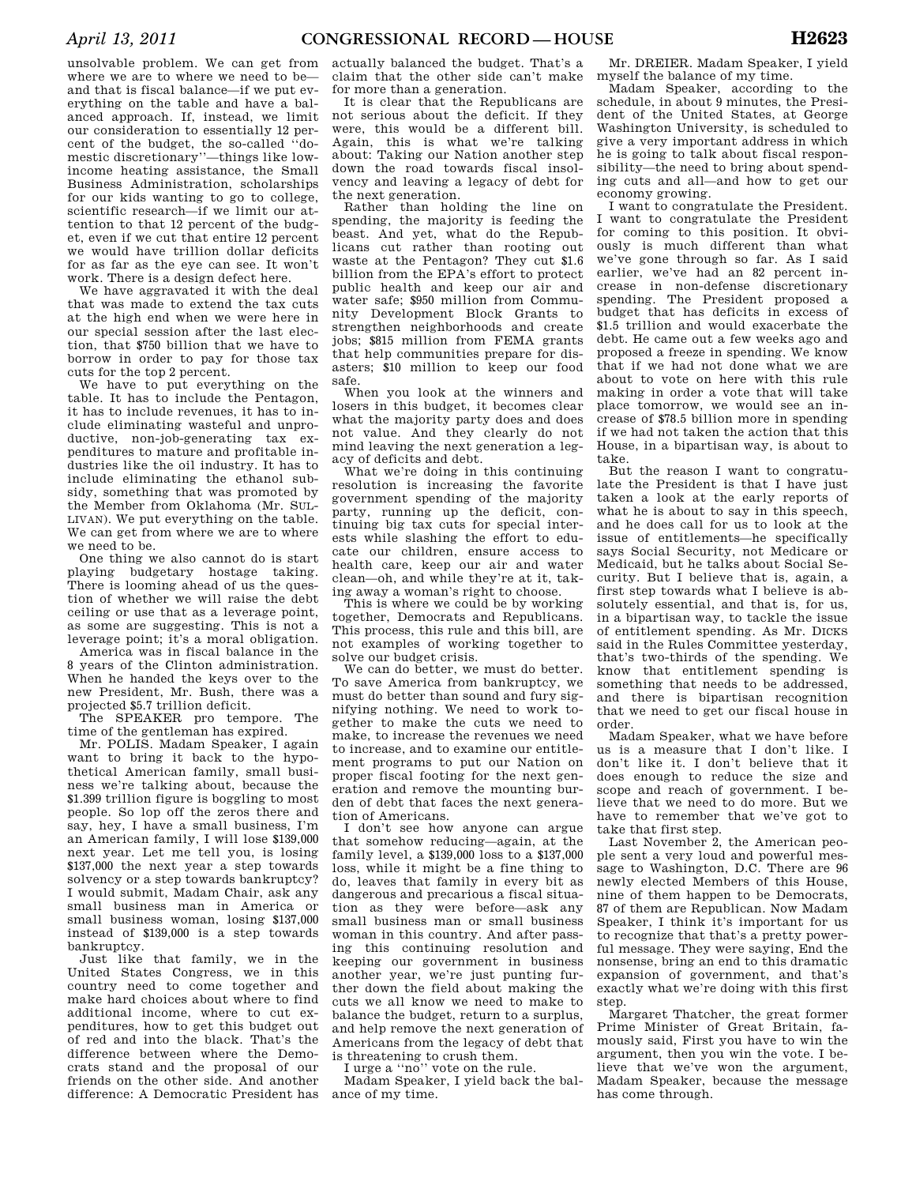unsolvable problem. We can get from where we are to where we need to be—and that is fiscal balance—if we put everything on the table and have a balanced approach. If, instead, we limit our consideration to essentially 12 percent of the budget, the so-called ''domestic discretionary''—things like low-income heating assistance, the Small Business Administration, scholarships for our kids wanting to go to college, scientific research—if we limit our attention to that 12 percent of the budget, even if we cut that entire 12 percent we would have trillion dollar deficits for as far as the eye can see. It won't work. There is a design defect here.

We have aggravated it with the deal that was made to extend the tax cuts at the high end when we were here in our special session after the last election, that $750 billion that we have to borrow in order to pay for those tax cuts for the top 2 percent.

We have to put everything on the table. It has to include the Pentagon, it has to include revenues, it has to include eliminating wasteful and unproductive, non-job-generating tax expenditures to mature and profitable industries like the oil industry. It has to include eliminating the ethanol subsidy, something that was promoted by the Member from Oklahoma (Mr. SULLIVAN). We put everything on the table. We can get from where we are to where we need to be.

One thing we also cannot do is start playing budgetary hostage taking. There is looming ahead of us the question of whether we will raise the debt ceiling or use that as a leverage point, as some are suggesting. This is not a leverage point; it's a moral obligation.

America was in fiscal balance in the 8 years of the Clinton administration. When he handed the keys over to the new President, Mr. Bush, there was a projected $5.7 trillion deficit.

The SPEAKER pro tempore. The time of the gentleman has expired.

Mr. POLIS. Madam Speaker, I again want to bring it back to the hypothetical American family, small business we're talking about, because the $1.399 trillion figure is boggling to most people. So lop off the zeros there and say, hey, I have a small business, I'm an American family, I will lose $139,000 next year. Let me tell you, is losing $137,000 the next year a step towards solvency or a step towards bankruptcy? I would submit, Madam Chair, ask any small business man in America or small business woman, losing $137,000 instead of $139,000 is a step towards bankruptcy.

Just like that family, we in the United States Congress, we in this country need to come together and make hard choices about where to find additional income, where to cut expenditures, how to get this budget out of red and into the black. That's the difference between where the Democrats stand and the proposal of our friends on the other side. And another difference: A Democratic President has actually balanced the budget. That's a claim that the other side can't make for more than a generation.

It is clear that the Republicans are not serious about the deficit. If they were, this would be a different bill. Again, this is what we're talking about: Taking our Nation another step down the road towards fiscal insolvency and leaving a legacy of debt for the next generation.

Rather than holding the line on spending, the majority is feeding the beast. And yet, what do the Republicans cut rather than rooting out waste at the Pentagon? They cut $1.6 billion from the EPA's effort to protect public health and keep our air and water safe; $950 million from Community Development Block Grants to strengthen neighborhoods and create jobs; $815 million from FEMA grants that help communities prepare for disasters; $10 million to keep our food safe.

When you look at the winners and losers in this budget, it becomes clear what the majority party does and does not value. And they clearly do not mind leaving the next generation a legacy of deficits and debt.

What we're doing in this continuing resolution is increasing the favorite government spending of the majority party, running up the deficit, continuing big tax cuts for special interests while slashing the effort to educate our children, ensure access to health care, keep our air and water clean—oh, and while they're at it, taking away a woman's right to choose.

This is where we could be by working together, Democrats and Republicans. This process, this rule and this bill, are not examples of working together to solve our budget crisis.

We can do better, we must do better. To save America from bankruptcy, we must do better than sound and fury signifying nothing. We need to work together to make the cuts we need to make, to increase the revenues we need to increase, and to examine our entitlement programs to put our Nation on proper fiscal footing for the next generation and remove the mounting burden of debt that faces the next generation of Americans.

I don't see how anyone can argue that somehow reducing—again, at the family level, a $139,000 loss to a $137,000 loss, while it might be a fine thing to do, leaves that family in every bit as dangerous and precarious a fiscal situation as they were before—ask any small business man or small business woman in this country. And after passing this continuing resolution and keeping our government in business another year, we're just punting further down the field about making the cuts we all know we need to make to balance the budget, return to a surplus, and help remove the next generation of Americans from the legacy of debt that is threatening to crush them.

I urge a ''no'' vote on the rule.

Madam Speaker, I yield back the balance of my time.

Mr. DREIER. Madam Speaker, I yield myself the balance of my time.

Madam Speaker, according to the schedule, in about 9 minutes, the President of the United States, at George Washington University, is scheduled to give a very important address in which he is going to talk about fiscal responsibility—the need to bring about spending cuts and all—and how to get our economy growing.

I want to congratulate the President. I want to congratulate the President for coming to this position. It obviously is much different than what we've gone through so far. As I said earlier, we've had an 82 percent increase in non-defense discretionary spending. The President proposed a budget that has deficits in excess of $1.5 trillion and would exacerbate the debt. He came out a few weeks ago and proposed a freeze in spending. We know that if we had not done what we are about to vote on here with this rule making in order a vote that will take place tomorrow, we would see an increase of $78.5 billion more in spending if we had not taken the action that this House, in a bipartisan way, is about to take.

But the reason I want to congratulate the President is that I have just taken a look at the early reports of what he is about to say in this speech, and he does call for us to look at the issue of entitlements—he specifically says Social Security, not Medicare or Medicaid, but he talks about Social Security. But I believe that is, again, a first step towards what I believe is absolutely essential, and that is, for us, in a bipartisan way, to tackle the issue of entitlement spending. As Mr. DICKS said in the Rules Committee yesterday, that's two-thirds of the spending. We know that entitlement spending is something that needs to be addressed, and there is bipartisan recognition that we need to get our fiscal house in order.

Madam Speaker, what we have before us is a measure that I don't like. I don't like it. I don't believe that it does enough to reduce the size and scope and reach of government. I believe that we need to do more. But we have to remember that we've got to take that first step.

Last November 2, the American people sent a very loud and powerful message to Washington, D.C. There are 96 newly elected Members of this House, nine of them happen to be Democrats, 87 of them are Republican. Now Madam Speaker, I think it's important for us to recognize that that's a pretty powerful message. They were saying, End the nonsense, bring an end to this dramatic expansion of government, and that's exactly what we're doing with this first step.

Margaret Thatcher, the great former Prime Minister of Great Britain, famously said, First you have to win the argument, then you win the vote. I believe that we've won the argument, Madam Speaker, because the message has come through.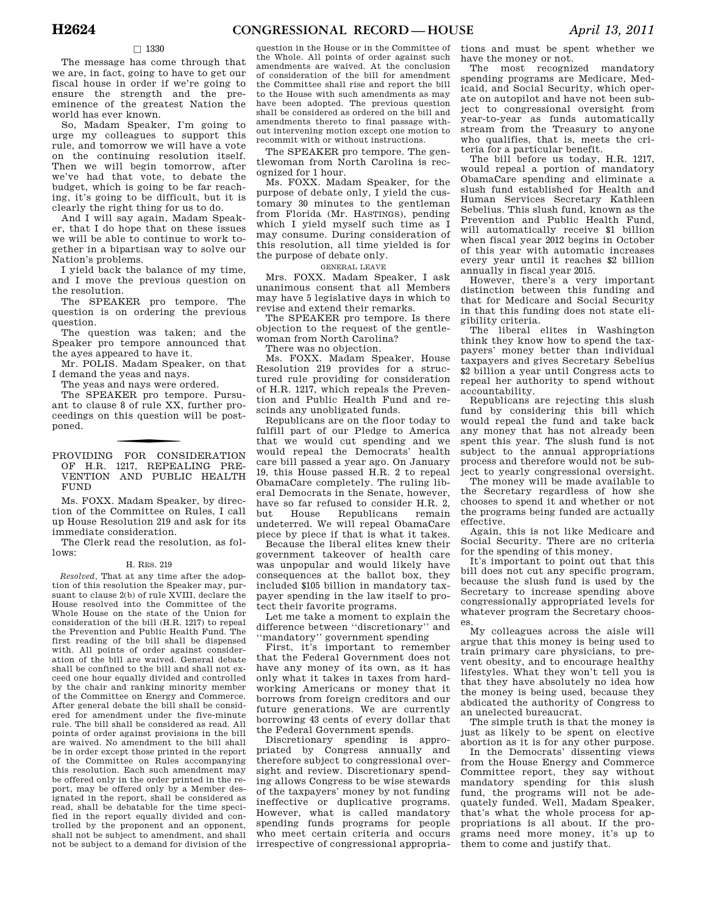□ 1330

The message has come through that we are, in fact, going to have to get our fiscal house in order if we're going to ensure the strength and the preeminence of the greatest Nation the world has ever known.

So, Madam Speaker, I'm going to urge my colleagues to support this rule, and tomorrow we will have a vote on the continuing resolution itself. Then we will begin tomorrow, after we've had that vote, to debate the budget, which is going to be far reaching, it's going to be difficult, but it is clearly the right thing for us to do.

And I will say again, Madam Speaker, that I do hope that on these issues we will be able to continue to work together in a bipartisan way to solve our Nation's problems.

I yield back the balance of my time, and I move the previous question on the resolution.

The SPEAKER pro tempore. The question is on ordering the previous question.

The question was taken; and the Speaker pro tempore announced that the ayes appeared to have it.

Mr. POLIS. Madam Speaker, on that I demand the yeas and nays.

The yeas and nays were ordered.

The SPEAKER pro tempore. Pursuant to clause 8 of rule XX, further proceedings on this question will be postponed.

## PROVIDING FOR CONSIDERATION OF H.R. 1217, REPEALING PREVENTION AND PUBLIC HEALTH FUND

Ms. FOXX. Madam Speaker, by direction of the Committee on Rules, I call up House Resolution 219 and ask for its immediate consideration.

The Clerk read the resolution, as follows:

### H. RES. 219

*Resolved*, That at any time after the adoption of this resolution the Speaker may, pursuant to clause 2(b) of rule XVIII, declare the House resolved into the Committee of the Whole House on the state of the Union for consideration of the bill (H.R. 1217) to repeal the Prevention and Public Health Fund. The first reading of the bill shall be dispensed with. All points of order against consideration of the bill are waived. General debate shall be confined to the bill and shall not exceed one hour equally divided and controlled by the chair and ranking minority member of the Committee on Energy and Commerce. After general debate the bill shall be considered for amendment under the five-minute rule. The bill shall be considered as read. All points of order against provisions in the bill are waived. No amendment to the bill shall be in order except those printed in the report of the Committee on Rules accompanying this resolution. Each such amendment may be offered only in the order printed in the report, may be offered only by a Member designated in the report, shall be considered as read, shall be debatable for the time specified in the report equally divided and controlled by the proponent and an opponent, shall not be subject to amendment, and shall not be subject to a demand for division of the question in the House or in the Committee of the Whole. All points of order against such amendments are waived. At the conclusion of consideration of the bill for amendment the Committee shall rise and report the bill to the House with such amendments as may have been adopted. The previous question shall be considered as ordered on the bill and amendments thereto to final passage without intervening motion except one motion to recommit with or without instructions.

The SPEAKER pro tempore. The gentlewoman from North Carolina is recognized for 1 hour.

Ms. FOXX. Madam Speaker, for the purpose of debate only, I yield the customary 30 minutes to the gentleman from Florida (Mr. HASTINGS), pending which I yield myself such time as I may consume. During consideration of this resolution, all time yielded is for the purpose of debate only.

GENERAL LEAVE

Mrs. FOXX. Madam Speaker, I ask unanimous consent that all Members may have 5 legislative days in which to revise and extend their remarks.

The SPEAKER pro tempore. Is there objection to the request of the gentlewoman from North Carolina?

There was no objection.

Ms. FOXX. Madam Speaker, House Resolution 219 provides for a structured rule providing for consideration of H.R. 1217, which repeals the Prevention and Public Health Fund and rescinds any unobligated funds.

Republicans are on the floor today to fulfill part of our Pledge to America that we would cut spending and we would repeal the Democrats' health care bill passed a year ago. On January 19, this House passed H.R. 2 to repeal ObamaCare completely. The ruling liberal Democrats in the Senate, however, have so far refused to consider H.R. 2, but House Republicans remain undeterred. We will repeal ObamaCare piece by piece if that is what it takes.

Because the liberal elites knew their government takeover of health care was unpopular and would likely have consequences at the ballot box, they included $105 billion in mandatory taxpayer spending in the law itself to protect their favorite programs.

Let me take a moment to explain the difference between ''discretionary'' and ''mandatory'' government spending

First, it's important to remember that the Federal Government does not have any money of its own, as it has only what it takes in taxes from hardworking Americans or money that it borrows from foreign creditors and our future generations. We are currently borrowing 43 cents of every dollar that the Federal Government spends.

Discretionary spending is appropriated by Congress annually and therefore subject to congressional oversight and review. Discretionary spending allows Congress to be wise stewards of the taxpayers' money by not funding ineffective or duplicative programs. However, what is called mandatory spending funds programs for people who meet certain criteria and occurs irrespective of congressional appropriations and must be spent whether we have the money or not.

The most recognized mandatory spending programs are Medicare, Medicaid, and Social Security, which operate on autopilot and have not been subject to congressional oversight from year-to-year as funds automatically stream from the Treasury to anyone who qualifies, that is, meets the criteria for a particular benefit.

The bill before us today, H.R. 1217, would repeal a portion of mandatory ObamaCare spending and eliminate a slush fund established for Health and Human Services Secretary Kathleen Sebelius. This slush fund, known as the Prevention and Public Health Fund, will automatically receive $1 billion when fiscal year 2012 begins in October of this year with automatic increases every year until it reaches $2 billion annually in fiscal year 2015.

However, there's a very important distinction between this funding and that for Medicare and Social Security in that this funding does not state eligibility criteria.

The liberal elites in Washington think they know how to spend the taxpayers' money better than individual taxpayers and gives Secretary Sebelius $2 billion a year until Congress acts to repeal her authority to spend without accountability.

Republicans are rejecting this slush fund by considering this bill which would repeal the fund and take back any money that has not already been spent this year. The slush fund is not subject to the annual appropriations process and therefore would not be subject to yearly congressional oversight.

The money will be made available to the Secretary regardless of how she chooses to spend it and whether or not the programs being funded are actually effective.

Again, this is not like Medicare and Social Security. There are no criteria for the spending of this money.

It's important to point out that this bill does not cut any specific program, because the slush fund is used by the Secretary to increase spending above congressionally appropriated levels for whatever program the Secretary chooses.

My colleagues across the aisle will argue that this money is being used to train primary care physicians, to prevent obesity, and to encourage healthy lifestyles. What they won't tell you is that they have absolutely no idea how the money is being used, because they abdicated the authority of Congress to an unelected bureaucrat.

The simple truth is that the money is just as likely to be spent on elective abortion as it is for any other purpose.

In the Democrats' dissenting views from the House Energy and Commerce Committee report, they say without mandatory spending for this slush fund, the programs will not be adequately funded. Well, Madam Speaker, that's what the whole process for appropriations is all about. If the programs need more money, it's up to them to come and justify that.